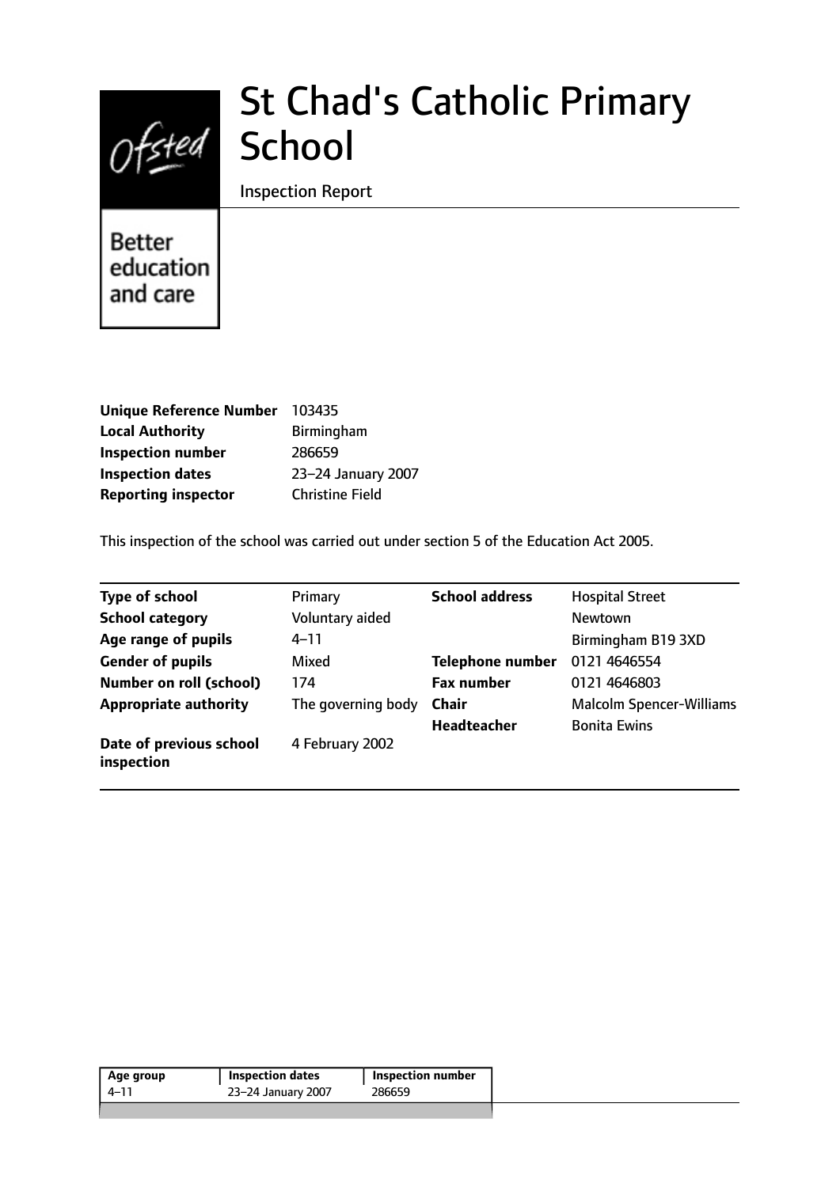# St Chad's Catholic Primary School

Inspection Report

Better education and care

| | |
|---|---|
| **Unique Reference Number** | 103435 |
| **Local Authority** | Birmingham |
| **Inspection number** | 286659 |
| **Inspection dates** | 23–24 January 2007 |
| **Reporting inspector** | Christine Field |

This inspection of the school was carried out under section 5 of the Education Act 2005.

| | | | |
|---|---|---|---|
| **Type of school** | Primary | **School address** | Hospital Street |
| **School category** | Voluntary aided | | Newtown |
| **Age range of pupils** | 4–11 | | Birmingham B19 3XD |
| **Gender of pupils** | Mixed | **Telephone number** | 0121 4646554 |
| **Number on roll (school)** | 174 | **Fax number** | 0121 4646803 |
| **Appropriate authority** | The governing body | **Chair** | Malcolm Spencer-Williams |
| | | **Headteacher** | Bonita Ewins |
| **Date of previous school inspection** | 4 February 2002 | | |

| Age group | Inspection dates | Inspection number |
|---|---|---|
| 4–11 | 23–24 January 2007 | 286659 |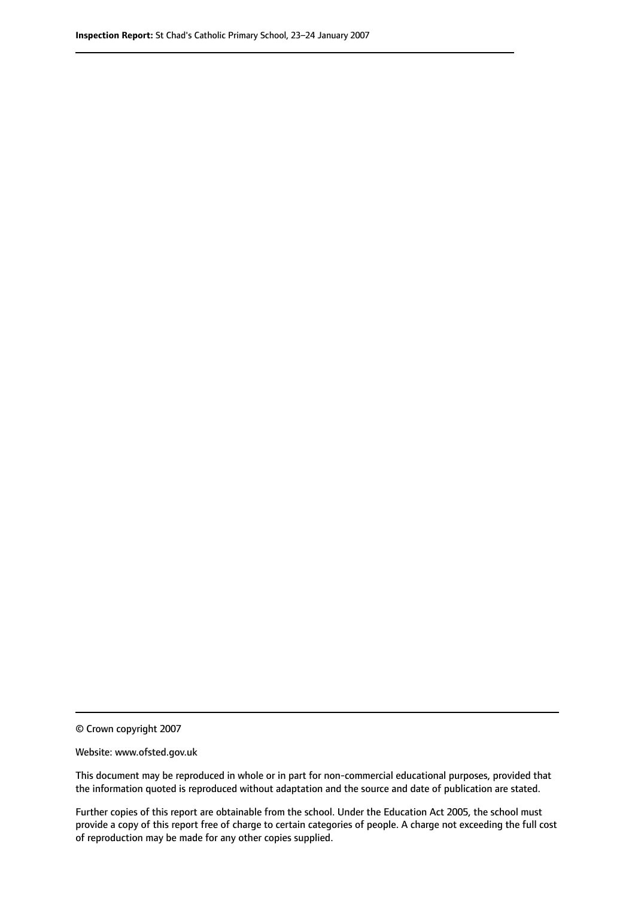© Crown copyright 2007

Website: www.ofsted.gov.uk

This document may be reproduced in whole or in part for non-commercial educational purposes, provided that the information quoted is reproduced without adaptation and the source and date of publication are stated.

Further copies of this report are obtainable from the school. Under the Education Act 2005, the school must provide a copy of this report free of charge to certain categories of people. A charge not exceeding the full cost of reproduction may be made for any other copies supplied.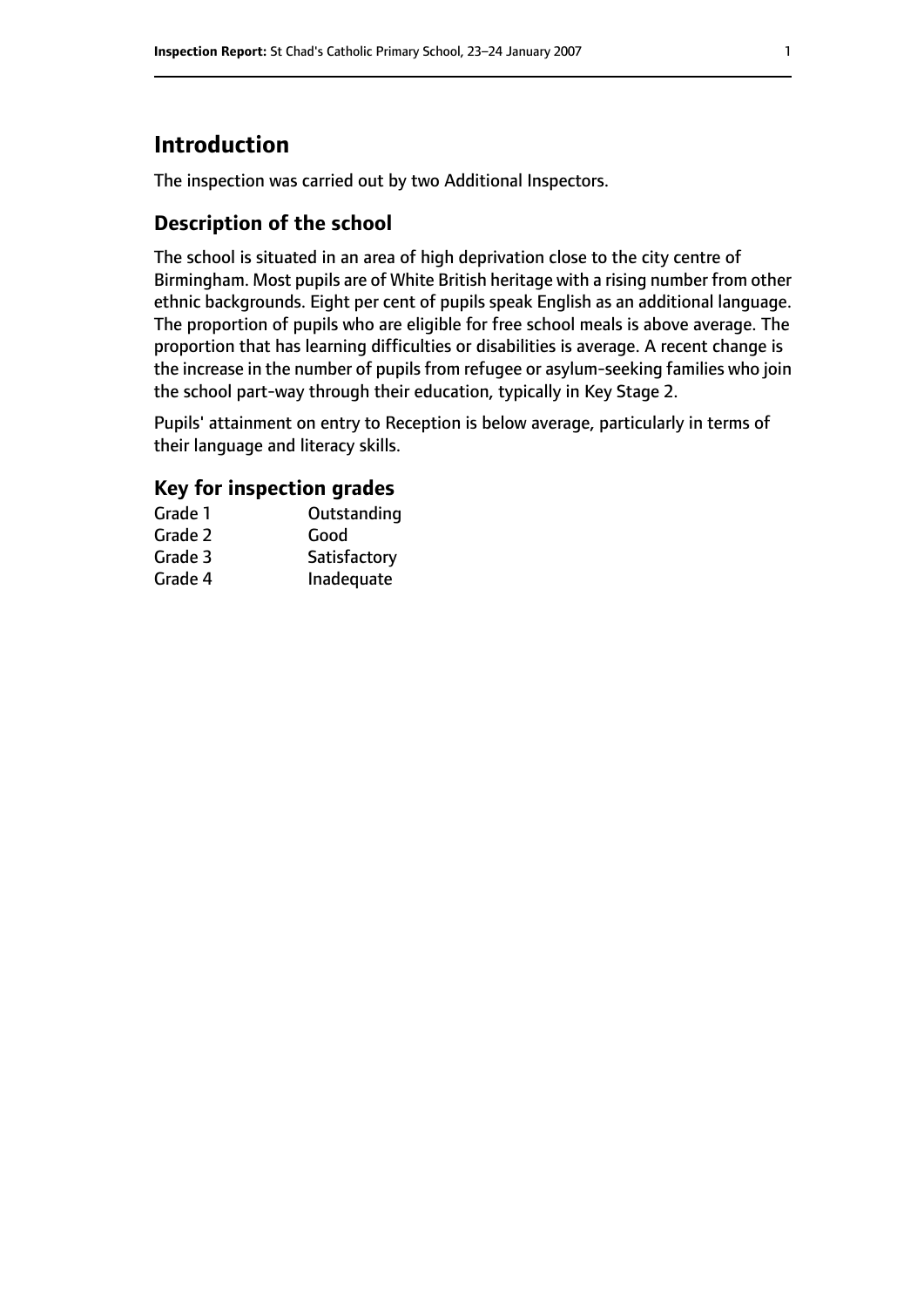# Introduction

The inspection was carried out by two Additional Inspectors.

## Description of the school

The school is situated in an area of high deprivation close to the city centre of Birmingham. Most pupils are of White British heritage with a rising number from other ethnic backgrounds. Eight per cent of pupils speak English as an additional language. The proportion of pupils who are eligible for free school meals is above average. The proportion that has learning difficulties or disabilities is average. A recent change is the increase in the number of pupils from refugee or asylum-seeking families who join the school part-way through their education, typically in Key Stage 2.

Pupils' attainment on entry to Reception is below average, particularly in terms of their language and literacy skills.

### Key for inspection grades

| | |
|---|---|
| Grade 1 | Outstanding |
| Grade 2 | Good |
| Grade 3 | Satisfactory |
| Grade 4 | Inadequate |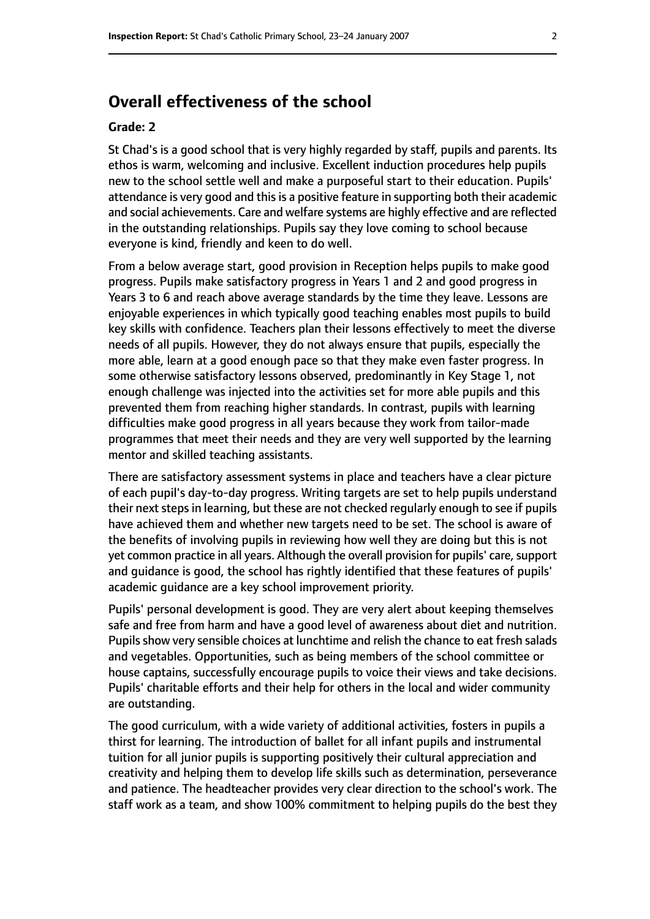## Overall effectiveness of the school

### Grade: 2

St Chad's is a good school that is very highly regarded by staff, pupils and parents. Its ethos is warm, welcoming and inclusive. Excellent induction procedures help pupils new to the school settle well and make a purposeful start to their education. Pupils' attendance is very good and this is a positive feature in supporting both their academic and social achievements. Care and welfare systems are highly effective and are reflected in the outstanding relationships. Pupils say they love coming to school because everyone is kind, friendly and keen to do well.

From a below average start, good provision in Reception helps pupils to make good progress. Pupils make satisfactory progress in Years 1 and 2 and good progress in Years 3 to 6 and reach above average standards by the time they leave. Lessons are enjoyable experiences in which typically good teaching enables most pupils to build key skills with confidence. Teachers plan their lessons effectively to meet the diverse needs of all pupils. However, they do not always ensure that pupils, especially the more able, learn at a good enough pace so that they make even faster progress. In some otherwise satisfactory lessons observed, predominantly in Key Stage 1, not enough challenge was injected into the activities set for more able pupils and this prevented them from reaching higher standards. In contrast, pupils with learning difficulties make good progress in all years because they work from tailor-made programmes that meet their needs and they are very well supported by the learning mentor and skilled teaching assistants.

There are satisfactory assessment systems in place and teachers have a clear picture of each pupil's day-to-day progress. Writing targets are set to help pupils understand their next steps in learning, but these are not checked regularly enough to see if pupils have achieved them and whether new targets need to be set. The school is aware of the benefits of involving pupils in reviewing how well they are doing but this is not yet common practice in all years. Although the overall provision for pupils' care, support and guidance is good, the school has rightly identified that these features of pupils' academic guidance are a key school improvement priority.

Pupils' personal development is good. They are very alert about keeping themselves safe and free from harm and have a good level of awareness about diet and nutrition. Pupils show very sensible choices at lunchtime and relish the chance to eat fresh salads and vegetables. Opportunities, such as being members of the school committee or house captains, successfully encourage pupils to voice their views and take decisions. Pupils' charitable efforts and their help for others in the local and wider community are outstanding.

The good curriculum, with a wide variety of additional activities, fosters in pupils a thirst for learning. The introduction of ballet for all infant pupils and instrumental tuition for all junior pupils is supporting positively their cultural appreciation and creativity and helping them to develop life skills such as determination, perseverance and patience. The headteacher provides very clear direction to the school's work. The staff work as a team, and show 100% commitment to helping pupils do the best they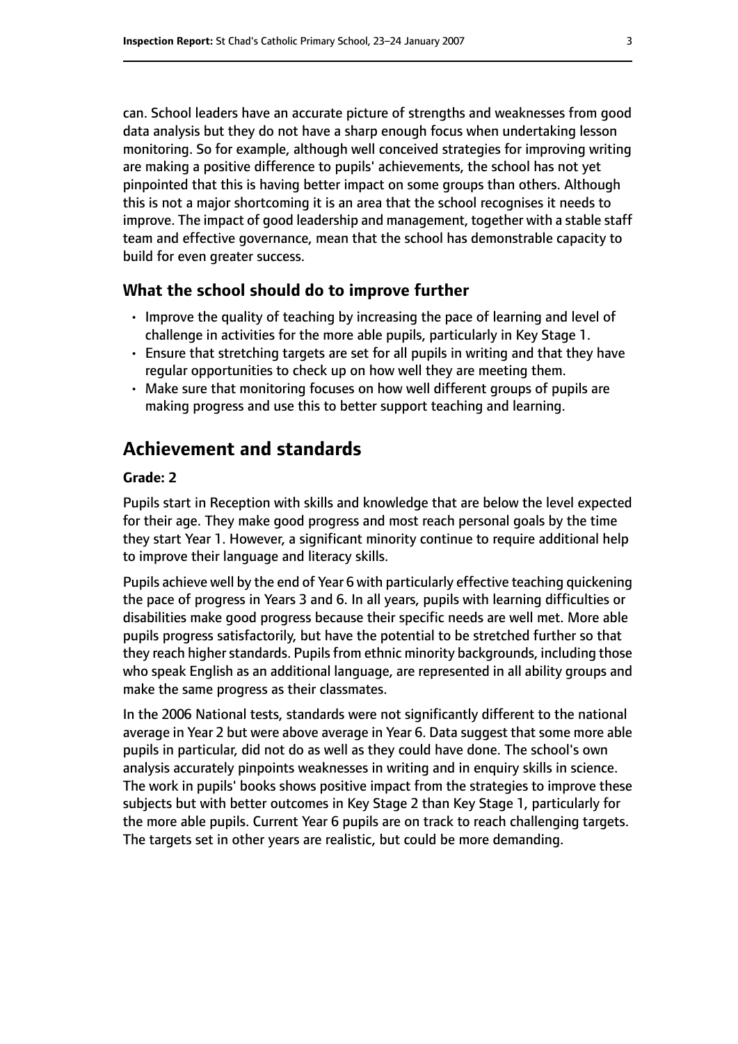can. School leaders have an accurate picture of strengths and weaknesses from good data analysis but they do not have a sharp enough focus when undertaking lesson monitoring. So for example, although well conceived strategies for improving writing are making a positive difference to pupils' achievements, the school has not yet pinpointed that this is having better impact on some groups than others. Although this is not a major shortcoming it is an area that the school recognises it needs to improve. The impact of good leadership and management, together with a stable staff team and effective governance, mean that the school has demonstrable capacity to build for even greater success.

### What the school should do to improve further

- Improve the quality of teaching by increasing the pace of learning and level of challenge in activities for the more able pupils, particularly in Key Stage 1.
- Ensure that stretching targets are set for all pupils in writing and that they have regular opportunities to check up on how well they are meeting them.
- Make sure that monitoring focuses on how well different groups of pupils are making progress and use this to better support teaching and learning.

## Achievement and standards

#### Grade: 2

Pupils start in Reception with skills and knowledge that are below the level expected for their age. They make good progress and most reach personal goals by the time they start Year 1. However, a significant minority continue to require additional help to improve their language and literacy skills.

Pupils achieve well by the end of Year 6 with particularly effective teaching quickening the pace of progress in Years 3 and 6. In all years, pupils with learning difficulties or disabilities make good progress because their specific needs are well met. More able pupils progress satisfactorily, but have the potential to be stretched further so that they reach higher standards. Pupils from ethnic minority backgrounds, including those who speak English as an additional language, are represented in all ability groups and make the same progress as their classmates.

In the 2006 National tests, standards were not significantly different to the national average in Year 2 but were above average in Year 6. Data suggest that some more able pupils in particular, did not do as well as they could have done. The school's own analysis accurately pinpoints weaknesses in writing and in enquiry skills in science. The work in pupils' books shows positive impact from the strategies to improve these subjects but with better outcomes in Key Stage 2 than Key Stage 1, particularly for the more able pupils. Current Year 6 pupils are on track to reach challenging targets. The targets set in other years are realistic, but could be more demanding.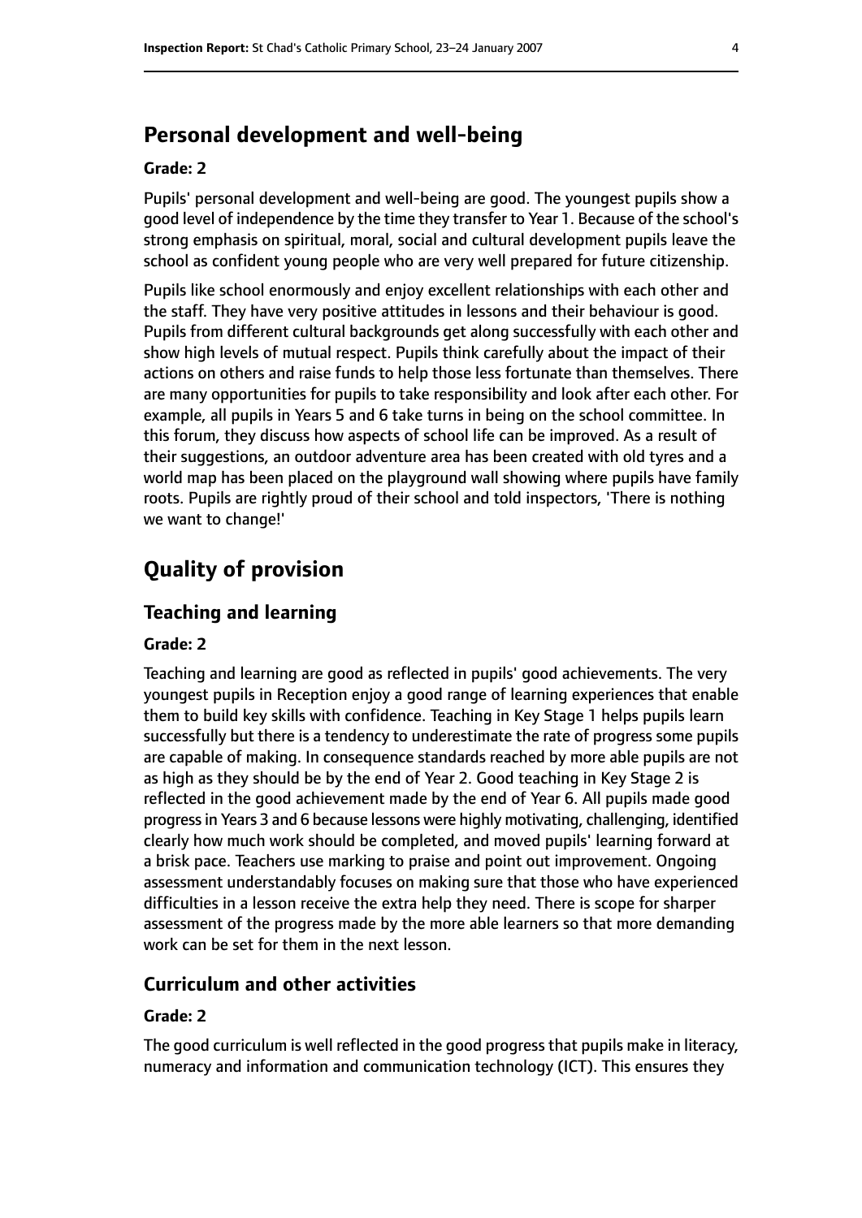## Personal development and well-being

**Grade: 2**

Pupils' personal development and well-being are good. The youngest pupils show a good level of independence by the time they transfer to Year 1. Because of the school's strong emphasis on spiritual, moral, social and cultural development pupils leave the school as confident young people who are very well prepared for future citizenship.

Pupils like school enormously and enjoy excellent relationships with each other and the staff. They have very positive attitudes in lessons and their behaviour is good. Pupils from different cultural backgrounds get along successfully with each other and show high levels of mutual respect. Pupils think carefully about the impact of their actions on others and raise funds to help those less fortunate than themselves. There are many opportunities for pupils to take responsibility and look after each other. For example, all pupils in Years 5 and 6 take turns in being on the school committee. In this forum, they discuss how aspects of school life can be improved. As a result of their suggestions, an outdoor adventure area has been created with old tyres and a world map has been placed on the playground wall showing where pupils have family roots. Pupils are rightly proud of their school and told inspectors, 'There is nothing we want to change!'

# Quality of provision

## Teaching and learning

**Grade: 2**

Teaching and learning are good as reflected in pupils' good achievements. The very youngest pupils in Reception enjoy a good range of learning experiences that enable them to build key skills with confidence. Teaching in Key Stage 1 helps pupils learn successfully but there is a tendency to underestimate the rate of progress some pupils are capable of making. In consequence standards reached by more able pupils are not as high as they should be by the end of Year 2. Good teaching in Key Stage 2 is reflected in the good achievement made by the end of Year 6. All pupils made good progress in Years 3 and 6 because lessons were highly motivating, challenging, identified clearly how much work should be completed, and moved pupils' learning forward at a brisk pace. Teachers use marking to praise and point out improvement. Ongoing assessment understandably focuses on making sure that those who have experienced difficulties in a lesson receive the extra help they need. There is scope for sharper assessment of the progress made by the more able learners so that more demanding work can be set for them in the next lesson.

## Curriculum and other activities

**Grade: 2**

The good curriculum is well reflected in the good progress that pupils make in literacy, numeracy and information and communication technology (ICT). This ensures they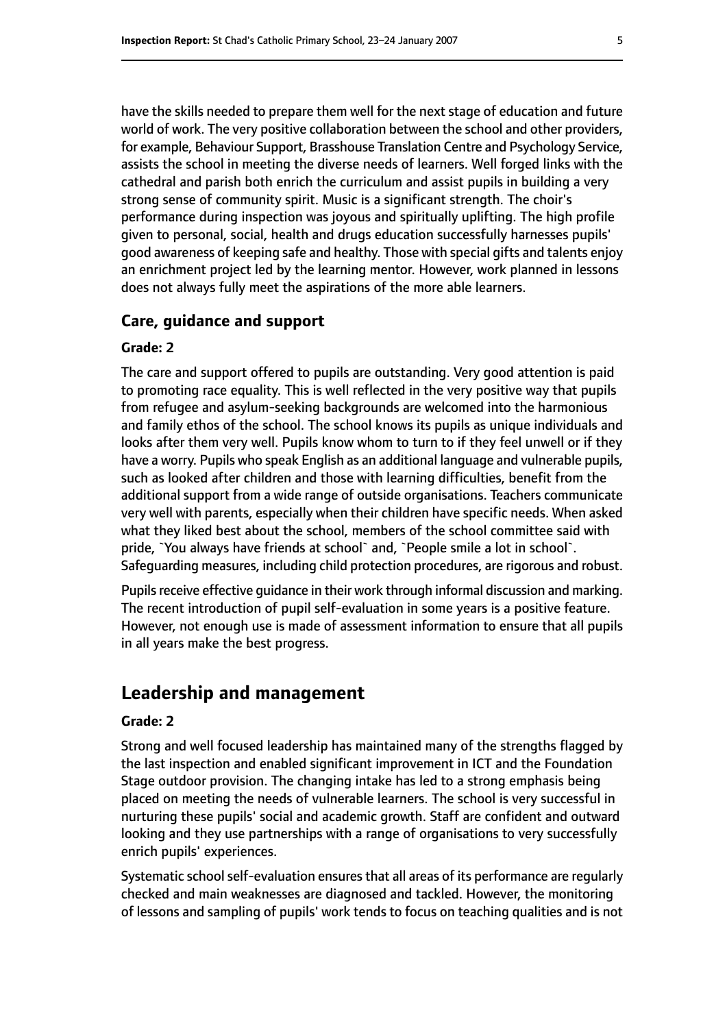have the skills needed to prepare them well for the next stage of education and future world of work. The very positive collaboration between the school and other providers, for example, Behaviour Support, Brasshouse Translation Centre and Psychology Service, assists the school in meeting the diverse needs of learners. Well forged links with the cathedral and parish both enrich the curriculum and assist pupils in building a very strong sense of community spirit. Music is a significant strength. The choir's performance during inspection was joyous and spiritually uplifting. The high profile given to personal, social, health and drugs education successfully harnesses pupils' good awareness of keeping safe and healthy. Those with special gifts and talents enjoy an enrichment project led by the learning mentor. However, work planned in lessons does not always fully meet the aspirations of the more able learners.

### Care, guidance and support

**Grade: 2**

The care and support offered to pupils are outstanding. Very good attention is paid to promoting race equality. This is well reflected in the very positive way that pupils from refugee and asylum-seeking backgrounds are welcomed into the harmonious and family ethos of the school. The school knows its pupils as unique individuals and looks after them very well. Pupils know whom to turn to if they feel unwell or if they have a worry. Pupils who speak English as an additional language and vulnerable pupils, such as looked after children and those with learning difficulties, benefit from the additional support from a wide range of outside organisations. Teachers communicate very well with parents, especially when their children have specific needs. When asked what they liked best about the school, members of the school committee said with pride, `You always have friends at school` and, `People smile a lot in school`. Safeguarding measures, including child protection procedures, are rigorous and robust.

Pupils receive effective guidance in their work through informal discussion and marking. The recent introduction of pupil self-evaluation in some years is a positive feature. However, not enough use is made of assessment information to ensure that all pupils in all years make the best progress.

## Leadership and management

**Grade: 2**

Strong and well focused leadership has maintained many of the strengths flagged by the last inspection and enabled significant improvement in ICT and the Foundation Stage outdoor provision. The changing intake has led to a strong emphasis being placed on meeting the needs of vulnerable learners. The school is very successful in nurturing these pupils' social and academic growth. Staff are confident and outward looking and they use partnerships with a range of organisations to very successfully enrich pupils' experiences.

Systematic school self-evaluation ensures that all areas of its performance are regularly checked and main weaknesses are diagnosed and tackled. However, the monitoring of lessons and sampling of pupils' work tends to focus on teaching qualities and is not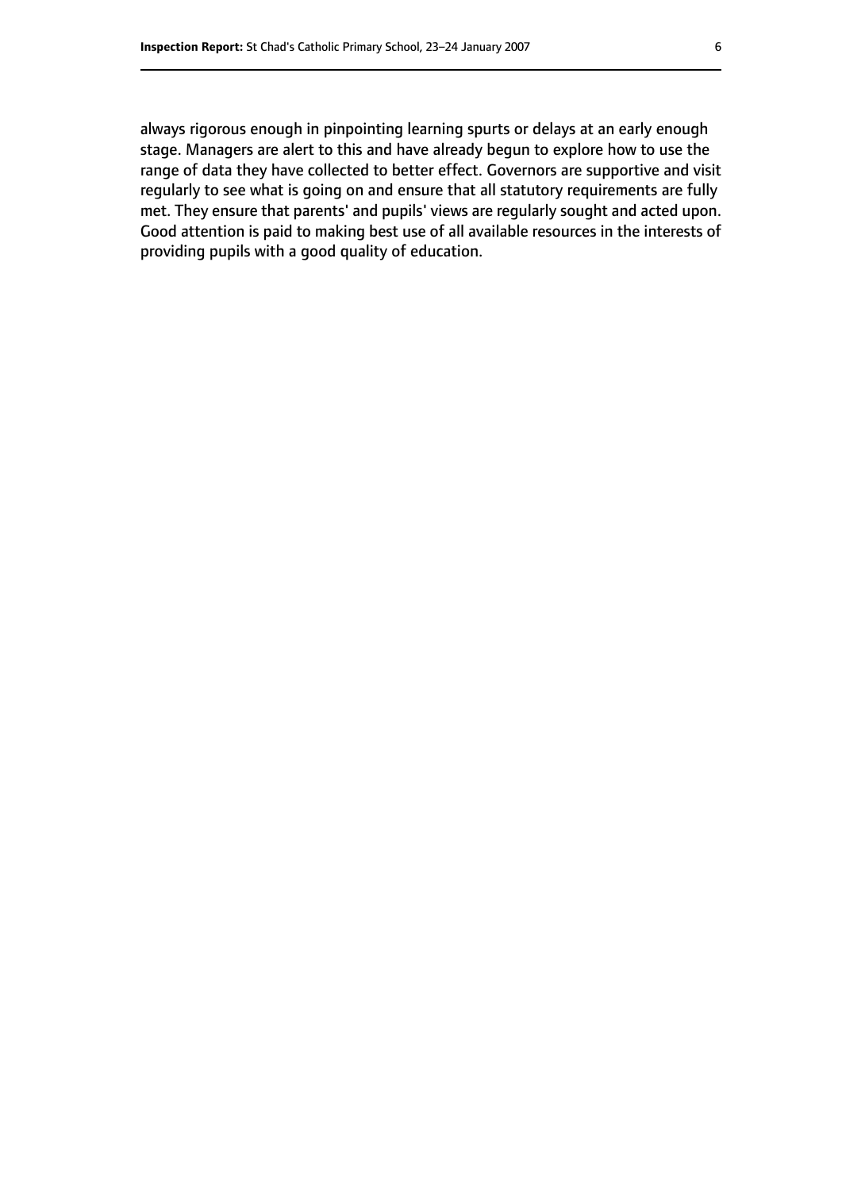always rigorous enough in pinpointing learning spurts or delays at an early enough stage. Managers are alert to this and have already begun to explore how to use the range of data they have collected to better effect. Governors are supportive and visit regularly to see what is going on and ensure that all statutory requirements are fully met. They ensure that parents' and pupils' views are regularly sought and acted upon. Good attention is paid to making best use of all available resources in the interests of providing pupils with a good quality of education.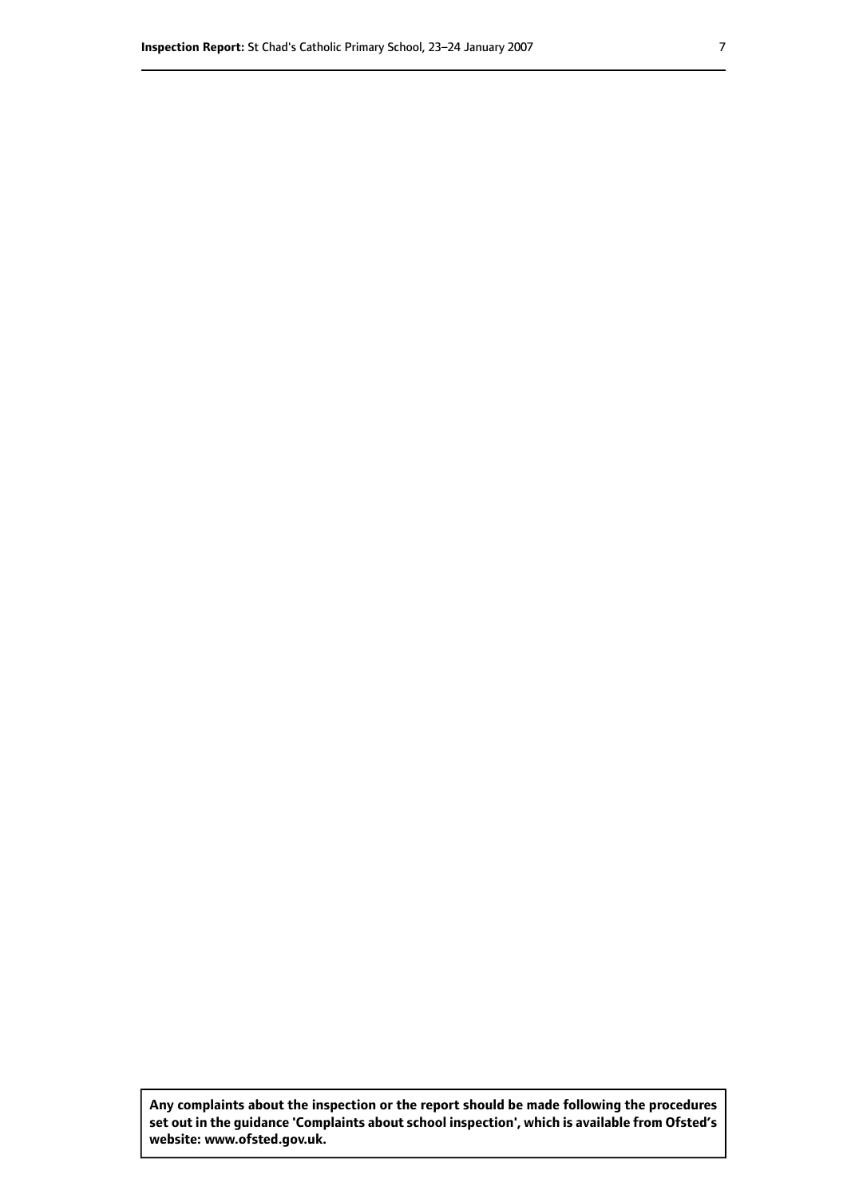**Any complaints about the inspection or the report should be made following the procedures set out in the guidance 'Complaints about school inspection', which is available from Ofsted's website: www.ofsted.gov.uk.**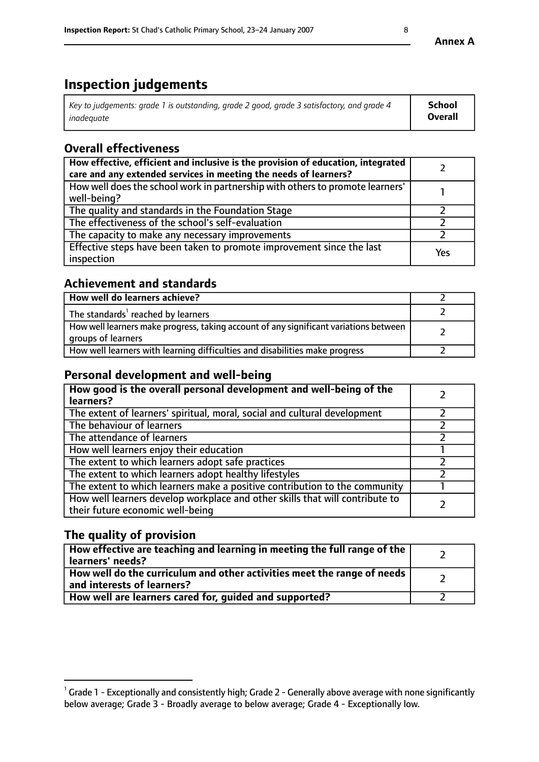**Annex A**

# Inspection judgements

| *Key to judgements: grade 1 is outstanding, grade 2 good, grade 3 satisfactory, and grade 4 inadequate* | **School Overall** |
|---|---|

## Overall effectiveness

| | |
|---|---|
| **How effective, efficient and inclusive is the provision of education, integrated care and any extended services in meeting the needs of learners?** | 2 |
| How well does the school work in partnership with others to promote learners' well-being? | 1 |
| The quality and standards in the Foundation Stage | 2 |
| The effectiveness of the school's self-evaluation | 2 |
| The capacity to make any necessary improvements | 2 |
| Effective steps have been taken to promote improvement since the last inspection | Yes |

## Achievement and standards

| | |
|---|---|
| **How well do learners achieve?** | 2 |
| The standards[1] reached by learners | 2 |
| How well learners make progress, taking account of any significant variations between groups of learners | 2 |
| How well learners with learning difficulties and disabilities make progress | 2 |

## Personal development and well-being

| | |
|---|---|
| **How good is the overall personal development and well-being of the learners?** | 2 |
| The extent of learners' spiritual, moral, social and cultural development | 2 |
| The behaviour of learners | 2 |
| The attendance of learners | 2 |
| How well learners enjoy their education | 1 |
| The extent to which learners adopt safe practices | 2 |
| The extent to which learners adopt healthy lifestyles | 2 |
| The extent to which learners make a positive contribution to the community | 1 |
| How well learners develop workplace and other skills that will contribute to their future economic well-being | 2 |

## The quality of provision

| | |
|---|---|
| **How effective are teaching and learning in meeting the full range of the learners' needs?** | 2 |
| **How well do the curriculum and other activities meet the range of needs and interests of learners?** | 2 |
| **How well are learners cared for, guided and supported?** | 2 |

[1] Grade 1 - Exceptionally and consistently high; Grade 2 - Generally above average with none significantly below average; Grade 3 - Broadly average to below average; Grade 4 - Exceptionally low.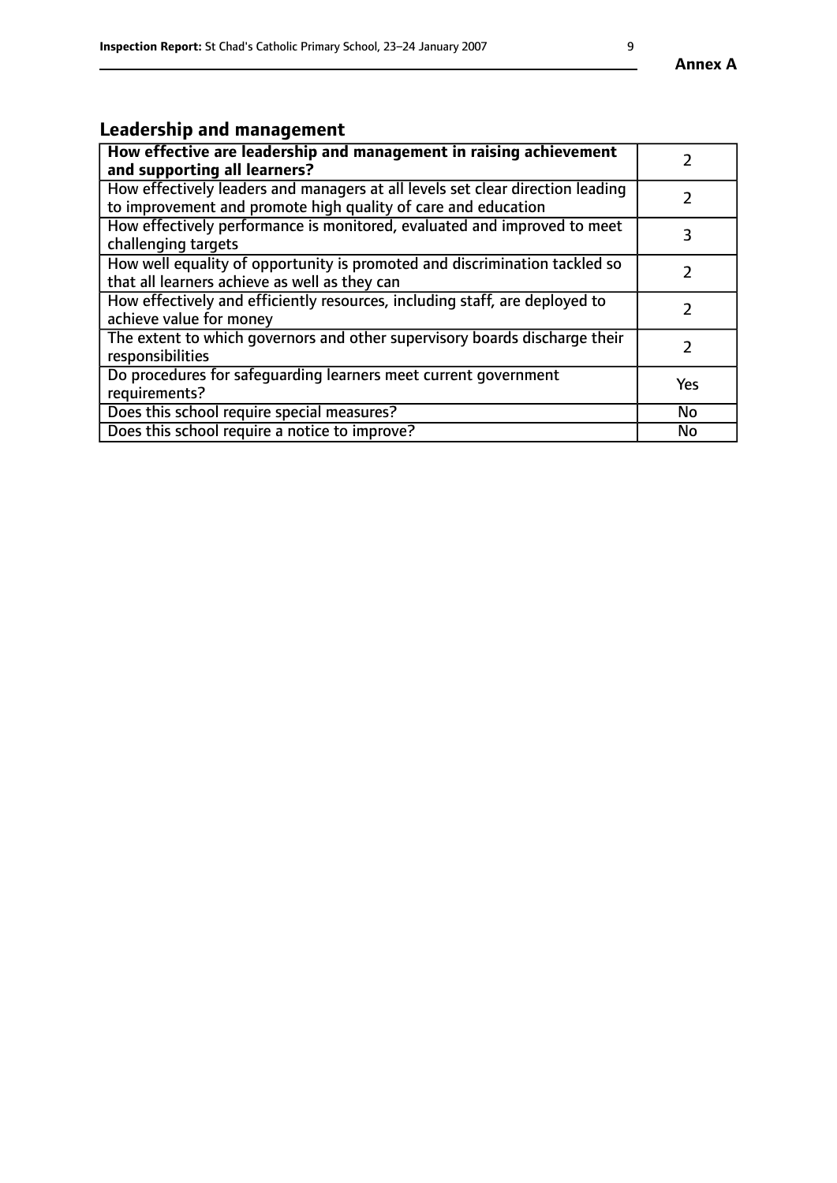## Leadership and management

| **How effective are leadership and management in raising achievement and supporting all learners?** | 2 |
|---|---|
| How effectively leaders and managers at all levels set clear direction leading to improvement and promote high quality of care and education | 2 |
| How effectively performance is monitored, evaluated and improved to meet challenging targets | 3 |
| How well equality of opportunity is promoted and discrimination tackled so that all learners achieve as well as they can | 2 |
| How effectively and efficiently resources, including staff, are deployed to achieve value for money | 2 |
| The extent to which governors and other supervisory boards discharge their responsibilities | 2 |
| Do procedures for safeguarding learners meet current government requirements? | Yes |
| Does this school require special measures? | No |
| Does this school require a notice to improve? | No |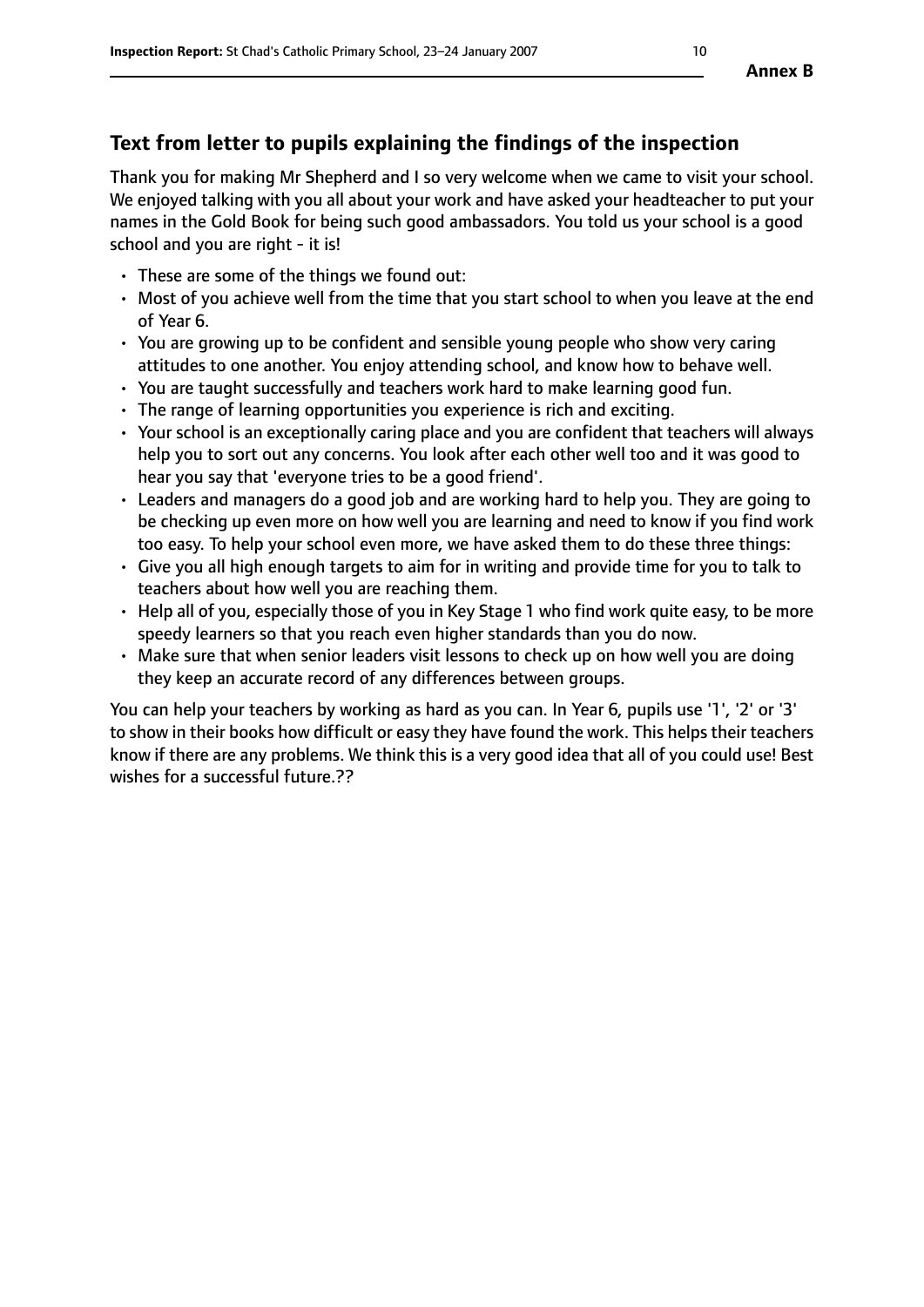## Text from letter to pupils explaining the findings of the inspection

Thank you for making Mr Shepherd and I so very welcome when we came to visit your school. We enjoyed talking with you all about your work and have asked your headteacher to put your names in the Gold Book for being such good ambassadors. You told us your school is a good school and you are right - it is!

- These are some of the things we found out:
- Most of you achieve well from the time that you start school to when you leave at the end of Year 6.
- You are growing up to be confident and sensible young people who show very caring attitudes to one another. You enjoy attending school, and know how to behave well.
- You are taught successfully and teachers work hard to make learning good fun.
- The range of learning opportunities you experience is rich and exciting.
- Your school is an exceptionally caring place and you are confident that teachers will always help you to sort out any concerns. You look after each other well too and it was good to hear you say that 'everyone tries to be a good friend'.
- Leaders and managers do a good job and are working hard to help you. They are going to be checking up even more on how well you are learning and need to know if you find work too easy. To help your school even more, we have asked them to do these three things:
- Give you all high enough targets to aim for in writing and provide time for you to talk to teachers about how well you are reaching them.
- Help all of you, especially those of you in Key Stage 1 who find work quite easy, to be more speedy learners so that you reach even higher standards than you do now.
- Make sure that when senior leaders visit lessons to check up on how well you are doing they keep an accurate record of any differences between groups.

You can help your teachers by working as hard as you can. In Year 6, pupils use '1', '2' or '3' to show in their books how difficult or easy they have found the work. This helps their teachers know if there are any problems. We think this is a very good idea that all of you could use! Best wishes for a successful future.??